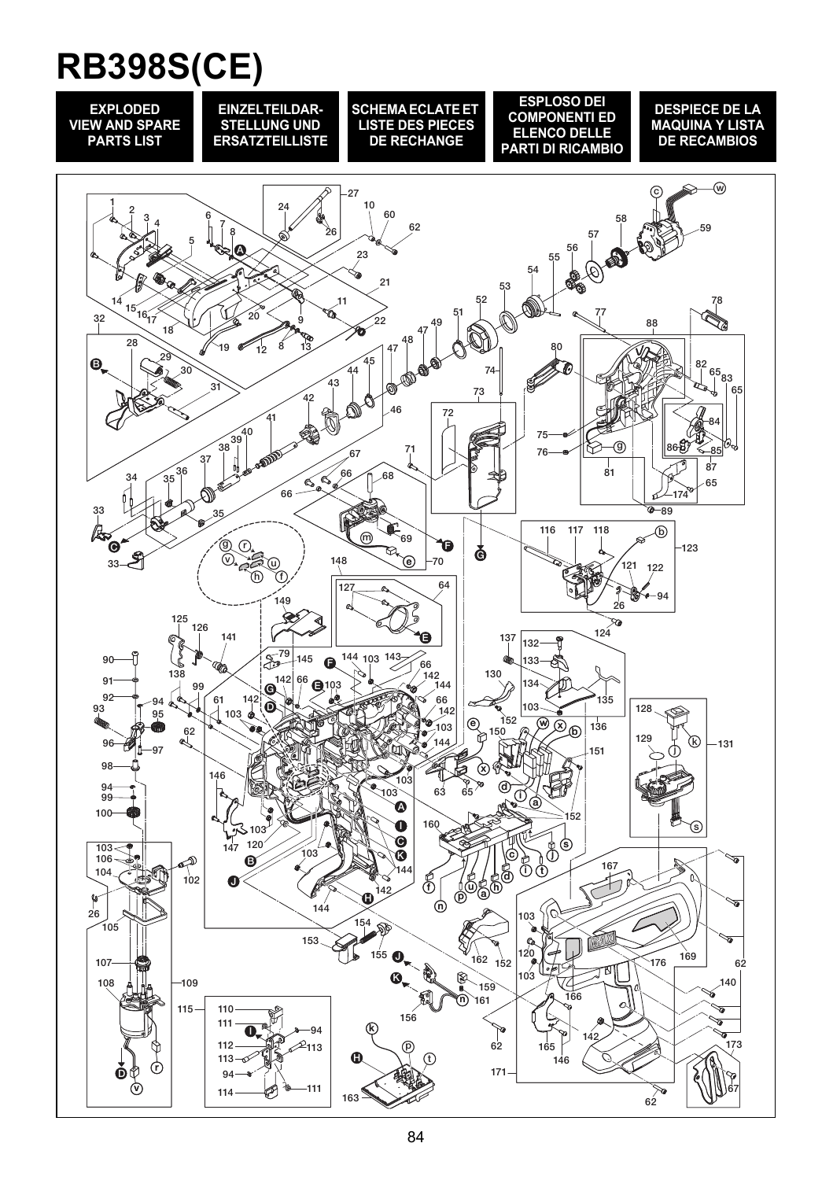# RB398S(CE)

**EXPLODED VIEW AND SPARE PARTS LIST**

**EINZELTEILDARSTELLUNG UND ERSATZTEILLISTE**

**SCHEMA ECLATE ET LISTE DES PIECES DE RECHANGE**

**ESPLOSO DEI COMPONENTI ED ELENCO DELLE PARTI DI RICAMBIO**

**DESPIECE DE LA MAQUINA Y LISTA DE RECAMBIOS**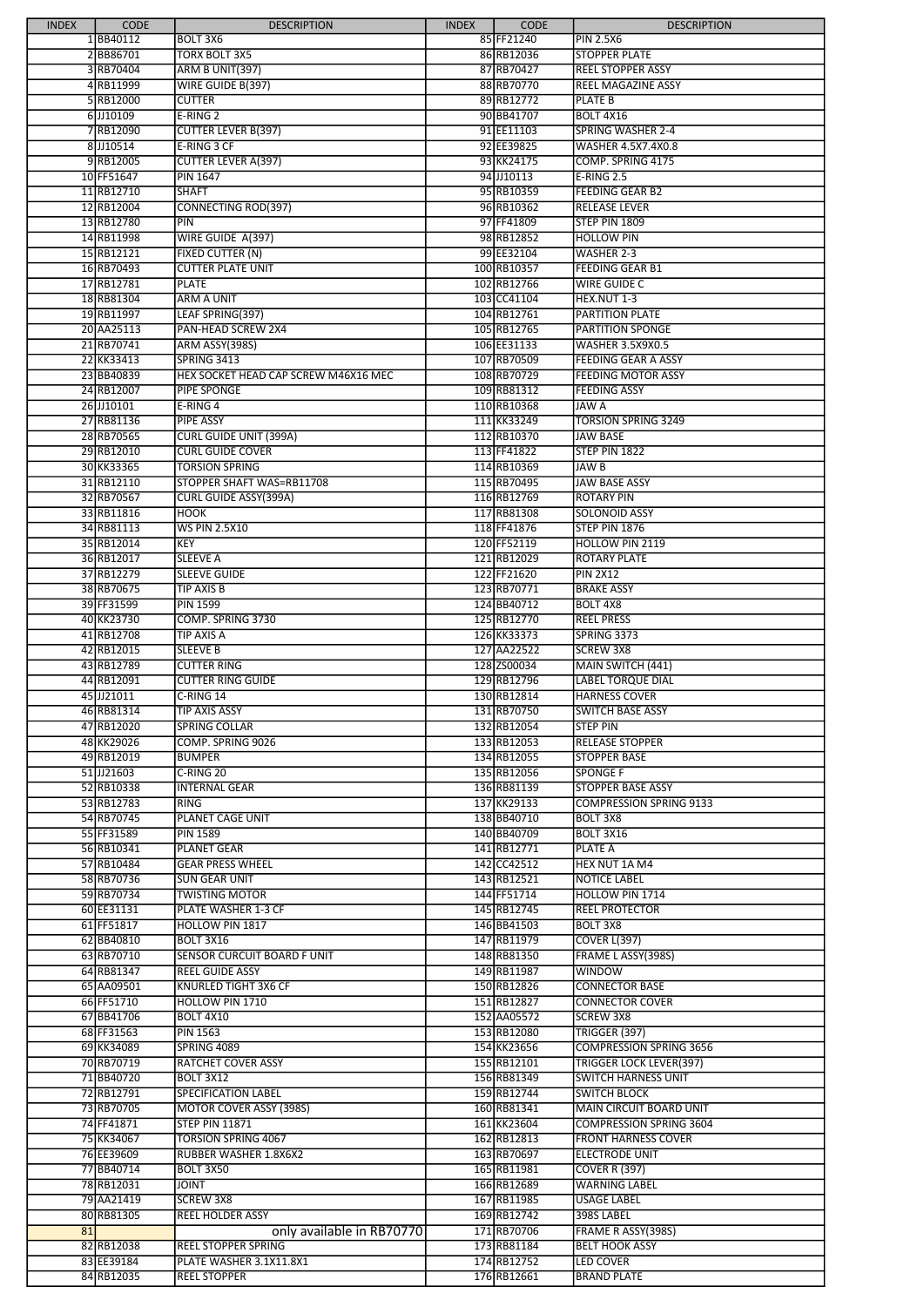| INDEX | CODE | DESCRIPTION | INDEX | CODE | DESCRIPTION |
|---|---|---|---|---|---|
| 1 | BB40112 | BOLT 3X6 | 85 | FF21240 | PIN 2.5X6 |
| 2 | BB86701 | TORX BOLT 3X5 | 86 | RB12036 | STOPPER PLATE |
| 3 | RB70404 | ARM B UNIT(397) | 87 | RB70427 | REEL STOPPER ASSY |
| 4 | RB11999 | WIRE GUIDE B(397) | 88 | RB70770 | REEL MAGAZINE ASSY |
| 5 | RB12000 | CUTTER | 89 | RB12772 | PLATE B |
| 6 | JJ10109 | E-RING 2 | 90 | BB41707 | BOLT 4X16 |
| 7 | RB12090 | CUTTER LEVER B(397) | 91 | EE11103 | SPRING WASHER 2-4 |
| 8 | JJ10514 | E-RING 3 CF | 92 | EE39825 | WASHER 4.5X7.4X0.8 |
| 9 | RB12005 | CUTTER LEVER A(397) | 93 | KK24175 | COMP. SPRING 4175 |
| 10 | FF51647 | PIN 1647 | 94 | JJ10113 | E-RING 2.5 |
| 11 | RB12710 | SHAFT | 95 | RB10359 | FEEDING GEAR B2 |
| 12 | RB12004 | CONNECTING ROD(397) | 96 | RB10362 | RELEASE LEVER |
| 13 | RB12780 | PIN | 97 | FF41809 | STEP PIN 1809 |
| 14 | RB11998 | WIRE GUIDE A(397) | 98 | RB12852 | HOLLOW PIN |
| 15 | RB12121 | FIXED CUTTER (N) | 99 | EE32104 | WASHER 2-3 |
| 16 | RB70493 | CUTTER PLATE UNIT | 100 | RB10357 | FEEDING GEAR B1 |
| 17 | RB12781 | PLATE | 102 | RB12766 | WIRE GUIDE C |
| 18 | RB81304 | ARM A UNIT | 103 | CC41104 | HEX.NUT 1-3 |
| 19 | RB11997 | LEAF SPRING(397) | 104 | RB12761 | PARTITION PLATE |
| 20 | AA25113 | PAN-HEAD SCREW 2X4 | 105 | RB12765 | PARTITION SPONGE |
| 21 | RB70741 | ARM ASSY(398S) | 106 | EE31133 | WASHER 3.5X9X0.5 |
| 22 | KK33413 | SPRING 3413 | 107 | RB70509 | FEEDING GEAR A ASSY |
| 23 | BB40839 | HEX SOCKET HEAD CAP SCREW M46X16 MEC | 108 | RB70729 | FEEDING MOTOR ASSY |
| 24 | RB12007 | PIPE SPONGE | 109 | RB81312 | FEEDING ASSY |
| 26 | JJ10101 | E-RING 4 | 110 | RB10368 | JAW A |
| 27 | RB81136 | PIPE ASSY | 111 | KK33249 | TORSION SPRING 3249 |
| 28 | RB70565 | CURL GUIDE UNIT (399A) | 112 | RB10370 | JAW BASE |
| 29 | RB12010 | CURL GUIDE COVER | 113 | FF41822 | STEP PIN 1822 |
| 30 | KK33365 | TORSION SPRING | 114 | RB10369 | JAW B |
| 31 | RB12110 | STOPPER SHAFT WAS=RB11708 | 115 | RB70495 | JAW BASE ASSY |
| 32 | RB70567 | CURL GUIDE ASSY(399A) | 116 | RB12769 | ROTARY PIN |
| 33 | RB11816 | HOOK | 117 | RB81308 | SOLONOID ASSY |
| 34 | RB81113 | WS PIN 2.5X10 | 118 | FF41876 | STEP PIN 1876 |
| 35 | RB12014 | KEY | 120 | FF52119 | HOLLOW PIN 2119 |
| 36 | RB12017 | SLEEVE A | 121 | RB12029 | ROTARY PLATE |
| 37 | RB12279 | SLEEVE GUIDE | 122 | FF21620 | PIN 2X12 |
| 38 | RB70675 | TIP AXIS B | 123 | RB70771 | BRAKE ASSY |
| 39 | FF31599 | PIN 1599 | 124 | BB40712 | BOLT 4X8 |
| 40 | KK23730 | COMP. SPRING 3730 | 125 | RB12770 | REEL PRESS |
| 41 | RB12708 | TIP AXIS A | 126 | KK33373 | SPRING 3373 |
| 42 | RB12015 | SLEEVE B | 127 | AA22522 | SCREW 3X8 |
| 43 | RB12789 | CUTTER RING | 128 | ZS00034 | MAIN SWITCH (441) |
| 44 | RB12091 | CUTTER RING GUIDE | 129 | RB12796 | LABEL TORQUE DIAL |
| 45 | JJ21011 | C-RING 14 | 130 | RB12814 | HARNESS COVER |
| 46 | RB81314 | TIP AXIS ASSY | 131 | RB70750 | SWITCH BASE ASSY |
| 47 | RB12020 | SPRING COLLAR | 132 | RB12054 | STEP PIN |
| 48 | KK29026 | COMP. SPRING 9026 | 133 | RB12053 | RELEASE STOPPER |
| 49 | RB12019 | BUMPER | 134 | RB12055 | STOPPER BASE |
| 51 | JJ21603 | C-RING 20 | 135 | RB12056 | SPONGE F |
| 52 | RB10338 | INTERNAL GEAR | 136 | RB81139 | STOPPER BASE ASSY |
| 53 | RB12783 | RING | 137 | KK29133 | COMPRESSION SPRING 9133 |
| 54 | RB70745 | PLANET CAGE UNIT | 138 | BB40710 | BOLT 3X8 |
| 55 | FF31589 | PIN 1589 | 140 | BB40709 | BOLT 3X16 |
| 56 | RB10341 | PLANET GEAR | 141 | RB12771 | PLATE A |
| 57 | RB10484 | GEAR PRESS WHEEL | 142 | CC42512 | HEX NUT 1A M4 |
| 58 | RB70736 | SUN GEAR UNIT | 143 | RB12521 | NOTICE LABEL |
| 59 | RB70734 | TWISTING MOTOR | 144 | FF51714 | HOLLOW PIN 1714 |
| 60 | EE31131 | PLATE WASHER 1-3 CF | 145 | RB12745 | REEL PROTECTOR |
| 61 | FF51817 | HOLLOW PIN 1817 | 146 | BB41503 | BOLT 3X8 |
| 62 | BB40810 | BOLT 3X16 | 147 | RB11979 | COVER L(397) |
| 63 | RB70710 | SENSOR CURCUIT BOARD F UNIT | 148 | RB81350 | FRAME L ASSY(398S) |
| 64 | RB81347 | REEL GUIDE ASSY | 149 | RB11987 | WINDOW |
| 65 | AA09501 | KNURLED TIGHT 3X6 CF | 150 | RB12826 | CONNECTOR BASE |
| 66 | FF51710 | HOLLOW PIN 1710 | 151 | RB12827 | CONNECTOR COVER |
| 67 | BB41706 | BOLT 4X10 | 152 | AA05572 | SCREW 3X8 |
| 68 | FF31563 | PIN 1563 | 153 | RB12080 | TRIGGER (397) |
| 69 | KK34089 | SPRING 4089 | 154 | KK23656 | COMPRESSION SPRING 3656 |
| 70 | RB70719 | RATCHET COVER ASSY | 155 | RB12101 | TRIGGER LOCK LEVER(397) |
| 71 | BB40720 | BOLT 3X12 | 156 | RB81349 | SWITCH HARNESS UNIT |
| 72 | RB12791 | SPECIFICATION LABEL | 159 | RB12744 | SWITCH BLOCK |
| 73 | RB70705 | MOTOR COVER ASSY (398S) | 160 | RB81341 | MAIN CIRCUIT BOARD UNIT |
| 74 | FF41871 | STEP PIN 11871 | 161 | KK23604 | COMPRESSION SPRING 3604 |
| 75 | KK34067 | TORSION SPRING 4067 | 162 | RB12813 | FRONT HARNESS COVER |
| 76 | EE39609 | RUBBER WASHER 1.8X6X2 | 163 | RB70697 | ELECTRODE UNIT |
| 77 | BB40714 | BOLT 3X50 | 165 | RB11981 | COVER R (397) |
| 78 | RB12031 | JOINT | 166 | RB12689 | WARNING LABEL |
| 79 | AA21419 | SCREW 3X8 | 167 | RB11985 | USAGE LABEL |
| 80 | RB81305 | REEL HOLDER ASSY | 169 | RB12742 | 398S LABEL |
| 81 | | only available in RB70770 | 171 | RB70706 | FRAME R ASSY(398S) |
| 82 | RB12038 | REEL STOPPER SPRING | 173 | RB81184 | BELT HOOK ASSY |
| 83 | EE39184 | PLATE WASHER 3.1X11.8X1 | 174 | RB12752 | LED COVER |
| 84 | RB12035 | REEL STOPPER | 176 | RB12661 | BRAND PLATE |